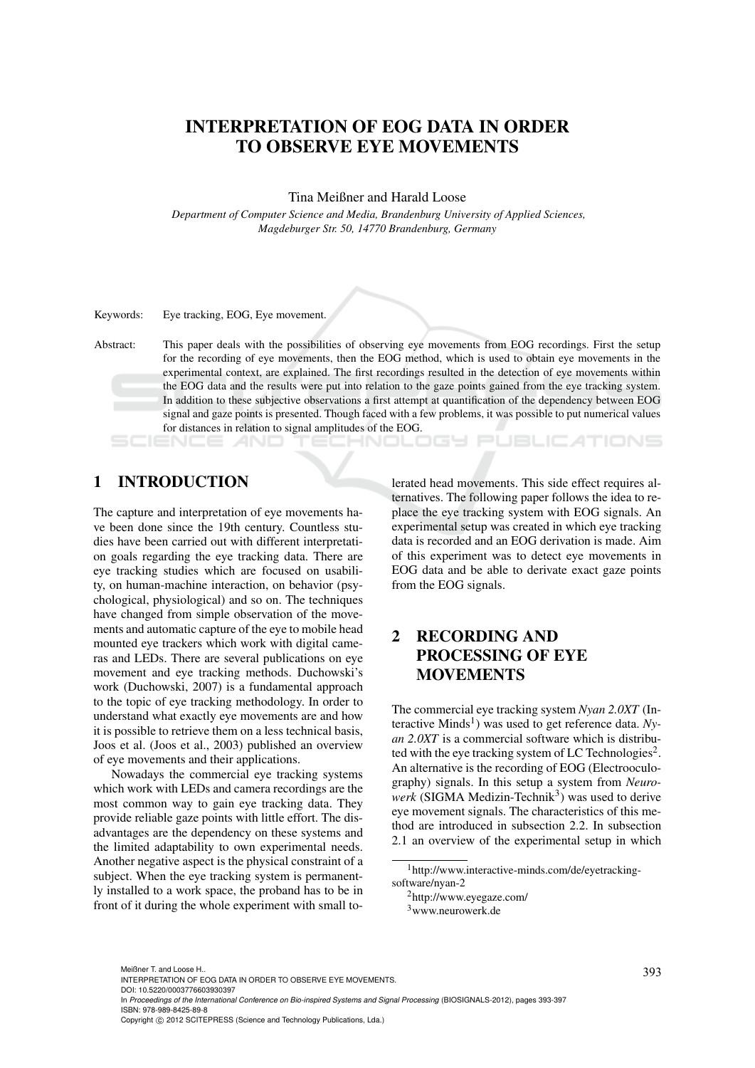# INTERPRETATION OF EOG DATA IN ORDER TO OBSERVE EYE MOVEMENTS

Tina Meißner and Harald Loose

*Department of Computer Science and Media, Brandenburg University of Applied Sciences, Magdeburger Str. 50, 14770 Brandenburg, Germany*

Keywords: Eye tracking, EOG, Eye movement.

Abstract: This paper deals with the possibilities of observing eye movements from EOG recordings. First the setup for the recording of eye movements, then the EOG method, which is used to obtain eye movements in the experimental context, are explained. The first recordings resulted in the detection of eye movements within the EOG data and the results were put into relation to the gaze points gained from the eye tracking system. In addition to these subjective observations a first attempt at quantification of the dependency between EOG signal and gaze points is presented. Though faced with a few problems, it was possible to put numerical values for distances in relation to signal amplitudes of the EOG.

## 1 INTRODUCTION

The capture and interpretation of eye movements have been done since the 19th century. Countless studies have been carried out with different interpretation goals regarding the eye tracking data. There are eye tracking studies which are focused on usability, on human-machine interaction, on behavior (psychological, physiological) and so on. The techniques have changed from simple observation of the movements and automatic capture of the eye to mobile head mounted eye trackers which work with digital cameras and LEDs. There are several publications on eye movement and eye tracking methods. Duchowski's work (Duchowski, 2007) is a fundamental approach to the topic of eye tracking methodology. In order to understand what exactly eye movements are and how it is possible to retrieve them on a less technical basis, Joos et al. (Joos et al., 2003) published an overview of eye movements and their applications.

Nowadays the commercial eye tracking systems which work with LEDs and camera recordings are the most common way to gain eye tracking data. They provide reliable gaze points with little effort. The disadvantages are the dependency on these systems and the limited adaptability to own experimental needs. Another negative aspect is the physical constraint of a subject. When the eye tracking system is permanently installed to a work space, the proband has to be in front of it during the whole experiment with small tolerated head movements. This side effect requires alternatives. The following paper follows the idea to replace the eye tracking system with EOG signals. An experimental setup was created in which eye tracking data is recorded and an EOG derivation is made. Aim of this experiment was to detect eye movements in EOG data and be able to derivate exact gaze points from the EOG signals.

## 2 RECORDING AND PROCESSING OF EYE MOVEMENTS

The commercial eye tracking system *Nyan 2.0XT* (Interactive Minds[1]) was used to get reference data. *Nyan 2.0XT* is a commercial software which is distributed with the eye tracking system of LC Technologies[2]. An alternative is the recording of EOG (Electrooculography) signals. In this setup a system from *Neurowerk* (SIGMA Medizin-Technik[3]) was used to derive eye movement signals. The characteristics of this method are introduced in subsection 2.2. In subsection 2.1 an overview of the experimental setup in which

[1]http://www.interactive-minds.com/de/eyetracking-software/nyan-2

[2]http://www.eyegaze.com/

[3]www.neurowerk.de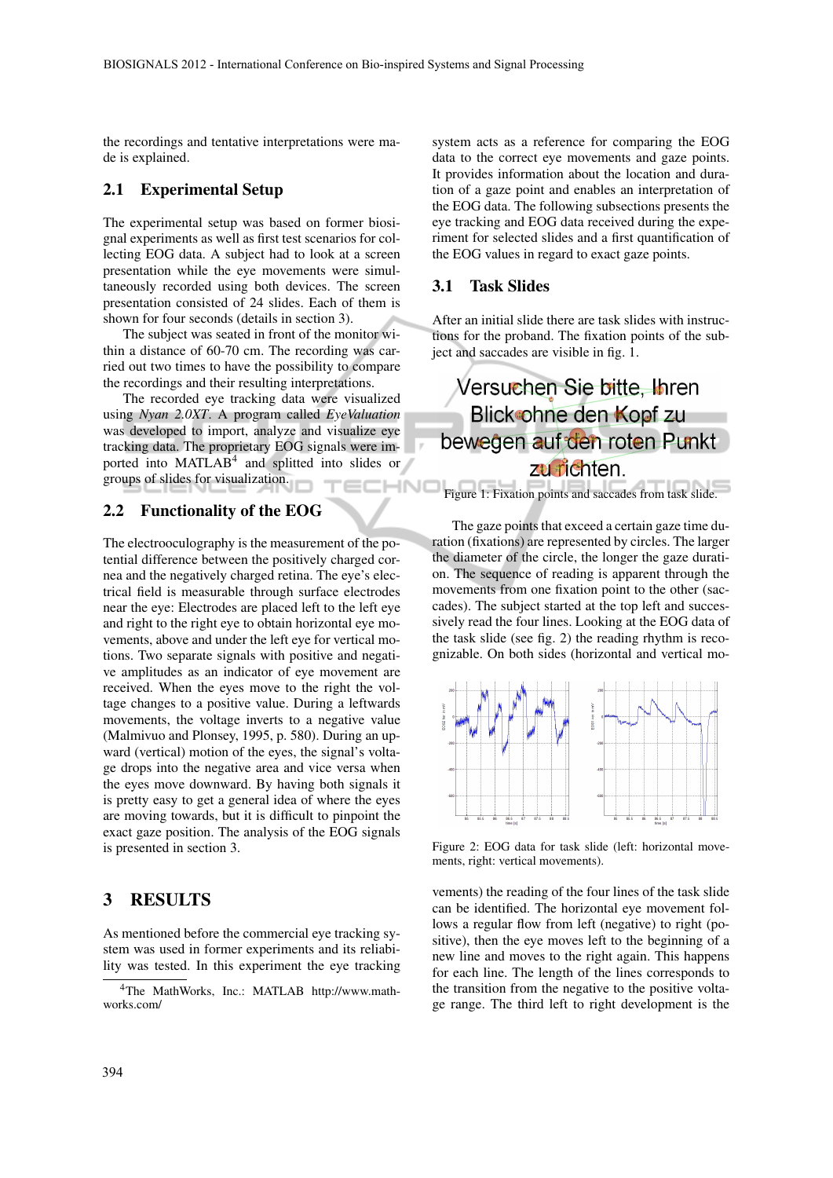the recordings and tentative interpretations were made is explained.

## 2.1 Experimental Setup

The experimental setup was based on former biosignal experiments as well as first test scenarios for collecting EOG data. A subject had to look at a screen presentation while the eye movements were simultaneously recorded using both devices. The screen presentation consisted of 24 slides. Each of them is shown for four seconds (details in section 3).

The subject was seated in front of the monitor within a distance of 60-70 cm. The recording was carried out two times to have the possibility to compare the recordings and their resulting interpretations.

The recorded eye tracking data were visualized using *Nyan 2.0XT*. A program called *EyeValuation* was developed to import, analyze and visualize eye tracking data. The proprietary EOG signals were imported into MATLAB[4] and splitted into slides or groups of slides for visualization.

## 2.2 Functionality of the EOG

The electrooculography is the measurement of the potential difference between the positively charged cornea and the negatively charged retina. The eye's electrical field is measurable through surface electrodes near the eye: Electrodes are placed left to the left eye and right to the right eye to obtain horizontal eye movements, above and under the left eye for vertical motions. Two separate signals with positive and negative amplitudes as an indicator of eye movement are received. When the eyes move to the right the voltage changes to a positive value. During a leftwards movements, the voltage inverts to a negative value (Malmivuo and Plonsey, 1995, p. 580). During an upward (vertical) motion of the eyes, the signal's voltage drops into the negative area and vice versa when the eyes move downward. By having both signals it is pretty easy to get a general idea of where the eyes are moving towards, but it is difficult to pinpoint the exact gaze position. The analysis of the EOG signals is presented in section 3.

# 3 RESULTS

As mentioned before the commercial eye tracking system was used in former experiments and its reliability was tested. In this experiment the eye tracking system acts as a reference for comparing the EOG data to the correct eye movements and gaze points. It provides information about the location and duration of a gaze point and enables an interpretation of the EOG data. The following subsections presents the eye tracking and EOG data received during the experiment for selected slides and a first quantification of the EOG values in regard to exact gaze points.

## 3.1 Task Slides

After an initial slide there are task slides with instructions for the proband. The fixation points of the subject and saccades are visible in fig. 1.

Figure 1: Fixation points and saccades from task slide.

The gaze points that exceed a certain gaze time duration (fixations) are represented by circles. The larger the diameter of the circle, the longer the gaze duration. The sequence of reading is apparent through the movements from one fixation point to the other (saccades). The subject started at the top left and successively read the four lines. Looking at the EOG data of the task slide (see fig. 2) the reading rhythm is recognizable. On both sides (horizontal and vertical movements) the reading of the four lines of the task slide can be identified. The horizontal eye movement follows a regular flow from left (negative) to right (positive), then the eye moves left to the beginning of a new line and moves to the right again. This happens for each line. The length of the lines corresponds to the transition from the negative to the positive voltage range. The third left to right development is the

Figure 2: EOG data for task slide (left: horizontal movements, right: vertical movements).

[4]The MathWorks, Inc.: MATLAB http://www.mathworks.com/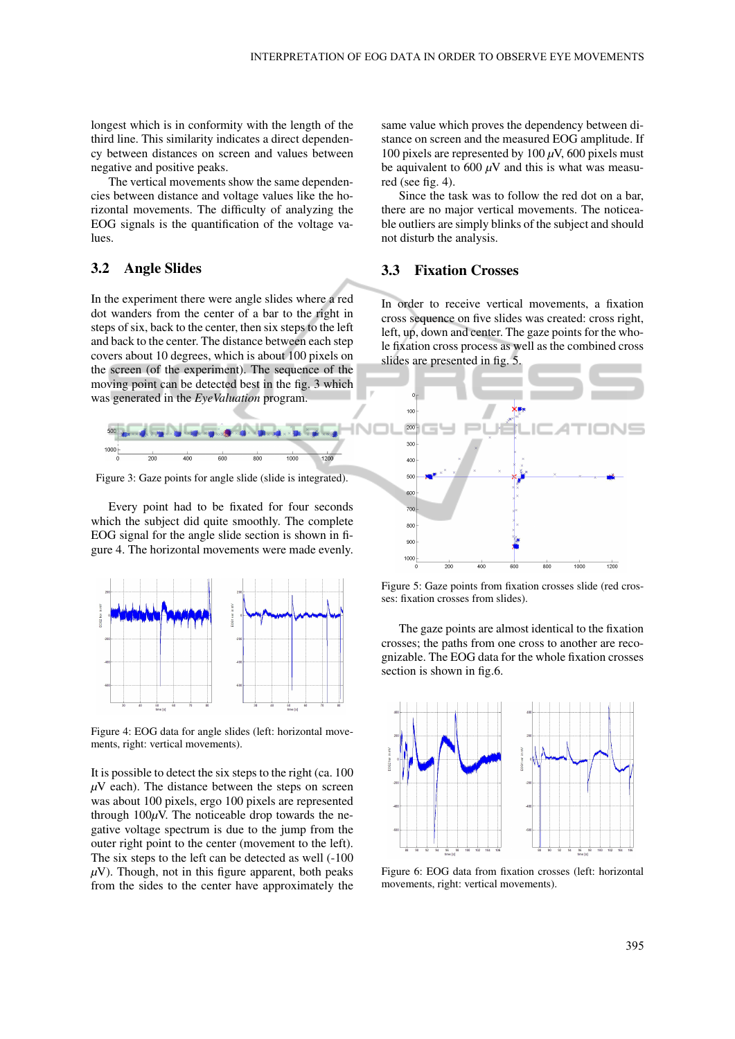longest which is in conformity with the length of the third line. This similarity indicates a direct dependency between distances on screen and values between negative and positive peaks.

The vertical movements show the same dependencies between distance and voltage values like the horizontal movements. The difficulty of analyzing the EOG signals is the quantification of the voltage values.

### 3.2 Angle Slides

In the experiment there were angle slides where a red dot wanders from the center of a bar to the right in steps of six, back to the center, then six steps to the left and back to the center. The distance between each step covers about 10 degrees, which is about 100 pixels on the screen (of the experiment). The sequence of the moving point can be detected best in the fig. 3 which was generated in the *EyeValuation* program.

Figure 3: Gaze points for angle slide (slide is integrated).

Every point had to be fixated for four seconds which the subject did quite smoothly. The complete EOG signal for the angle slide section is shown in figure 4. The horizontal movements were made evenly.

Figure 4: EOG data for angle slides (left: horizontal movements, right: vertical movements).

It is possible to detect the six steps to the right (ca. 100 $\mu$V each). The distance between the steps on screen was about 100 pixels, ergo 100 pixels are represented through 100$\mu$V. The noticeable drop towards the negative voltage spectrum is due to the jump from the outer right point to the center (movement to the left). The six steps to the left can be detected as well (-100 $\mu$V). Though, not in this figure apparent, both peaks from the sides to the center have approximately the same value which proves the dependency between distance on screen and the measured EOG amplitude. If 100 pixels are represented by 100 $\mu$V, 600 pixels must be aquivalent to 600 $\mu$V and this is what was measured (see fig. 4).

Since the task was to follow the red dot on a bar, there are no major vertical movements. The noticeable outliers are simply blinks of the subject and should not disturb the analysis.

### 3.3 Fixation Crosses

In order to receive vertical movements, a fixation cross sequence on five slides was created: cross right, left, up, down and center. The gaze points for the whole fixation cross process as well as the combined cross slides are presented in fig. 5.

Figure 5: Gaze points from fixation crosses slide (red crosses: fixation crosses from slides).

The gaze points are almost identical to the fixation crosses; the paths from one cross to another are recognizable. The EOG data for the whole fixation crosses section is shown in fig.6.

Figure 6: EOG data from fixation crosses (left: horizontal movements, right: vertical movements).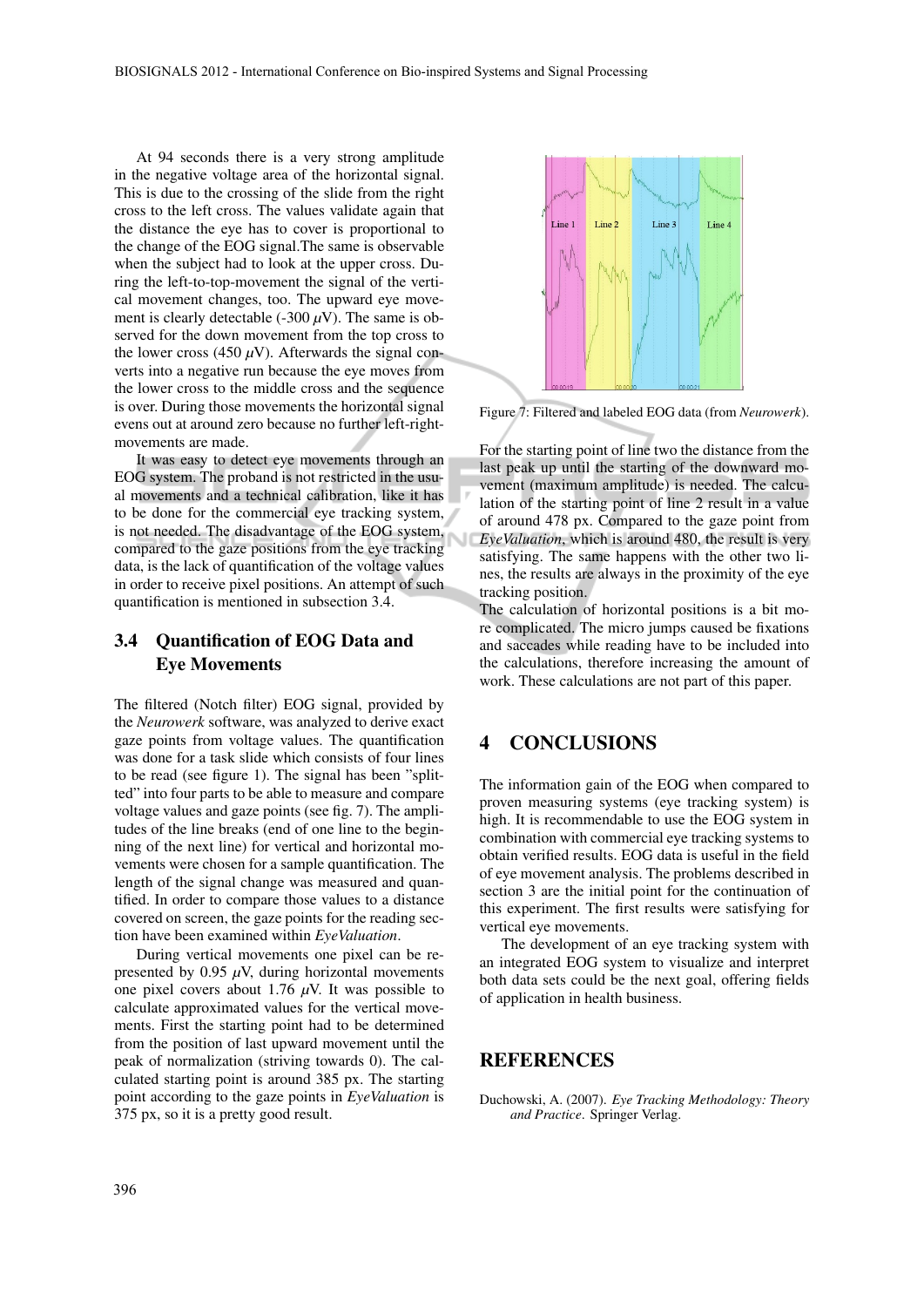At 94 seconds there is a very strong amplitude in the negative voltage area of the horizontal signal. This is due to the crossing of the slide from the right cross to the left cross. The values validate again that the distance the eye has to cover is proportional to the change of the EOG signal.The same is observable when the subject had to look at the upper cross. During the left-to-top-movement the signal of the vertical movement changes, too. The upward eye movement is clearly detectable (-300 $\mu$V). The same is observed for the down movement from the top cross to the lower cross (450 $\mu$V). Afterwards the signal converts into a negative run because the eye moves from the lower cross to the middle cross and the sequence is over. During those movements the horizontal signal evens out at around zero because no further left-right-movements are made.

It was easy to detect eye movements through an EOG system. The proband is not restricted in the usual movements and a technical calibration, like it has to be done for the commercial eye tracking system, is not needed. The disadvantage of the EOG system, compared to the gaze positions from the eye tracking data, is the lack of quantification of the voltage values in order to receive pixel positions. An attempt of such quantification is mentioned in subsection 3.4.

### 3.4 Quantification of EOG Data and Eye Movements

The filtered (Notch filter) EOG signal, provided by the *Neurowerk* software, was analyzed to derive exact gaze points from voltage values. The quantification was done for a task slide which consists of four lines to be read (see figure 1). The signal has been "splitted" into four parts to be able to measure and compare voltage values and gaze points (see fig. 7). The amplitudes of the line breaks (end of one line to the beginning of the next line) for vertical and horizontal movements were chosen for a sample quantification. The length of the signal change was measured and quantified. In order to compare those values to a distance covered on screen, the gaze points for the reading section have been examined within *EyeValuation*.

During vertical movements one pixel can be represented by 0.95 $\mu$V, during horizontal movements one pixel covers about 1.76 $\mu$V. It was possible to calculate approximated values for the vertical movements. First the starting point had to be determined from the position of last upward movement until the peak of normalization (striving towards 0). The calculated starting point is around 385 px. The starting point according to the gaze points in *EyeValuation* is 375 px, so it is a pretty good result.

Figure 7: Filtered and labeled EOG data (from *Neurowerk*).

For the starting point of line two the distance from the last peak up until the starting of the downward movement (maximum amplitude) is needed. The calculation of the starting point of line 2 result in a value of around 478 px. Compared to the gaze point from *EyeValuation*, which is around 480, the result is very satisfying. The same happens with the other two lines, the results are always in the proximity of the eye tracking position.

The calculation of horizontal positions is a bit more complicated. The micro jumps caused be fixations and saccades while reading have to be included into the calculations, therefore increasing the amount of work. These calculations are not part of this paper.

## 4 CONCLUSIONS

The information gain of the EOG when compared to proven measuring systems (eye tracking system) is high. It is recommendable to use the EOG system in combination with commercial eye tracking systems to obtain verified results. EOG data is useful in the field of eye movement analysis. The problems described in section 3 are the initial point for the continuation of this experiment. The first results were satisfying for vertical eye movements.

The development of an eye tracking system with an integrated EOG system to visualize and interpret both data sets could be the next goal, offering fields of application in health business.

## REFERENCES

Duchowski, A. (2007). *Eye Tracking Methodology: Theory and Practice*. Springer Verlag.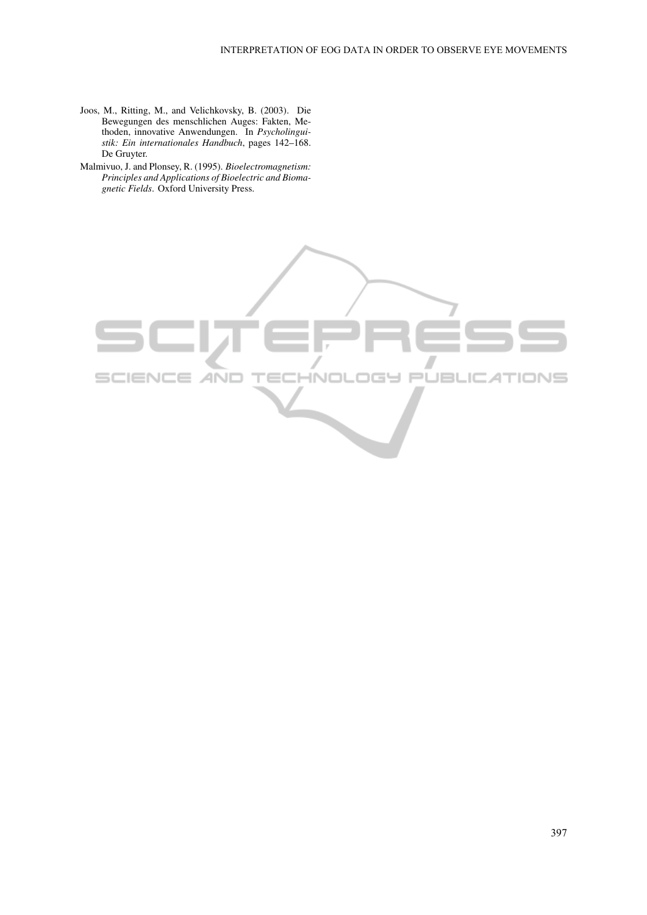Joos, M., Ritting, M., and Velichkovsky, B. (2003). Die Bewegungen des menschlichen Auges: Fakten, Methoden, innovative Anwendungen. In *Psycholinguistik: Ein internationales Handbuch*, pages 142–168. De Gruyter.

Malmivuo, J. and Plonsey, R. (1995). *Bioelectromagnetism: Principles and Applications of Bioelectric and Biomagnetic Fields*. Oxford University Press.